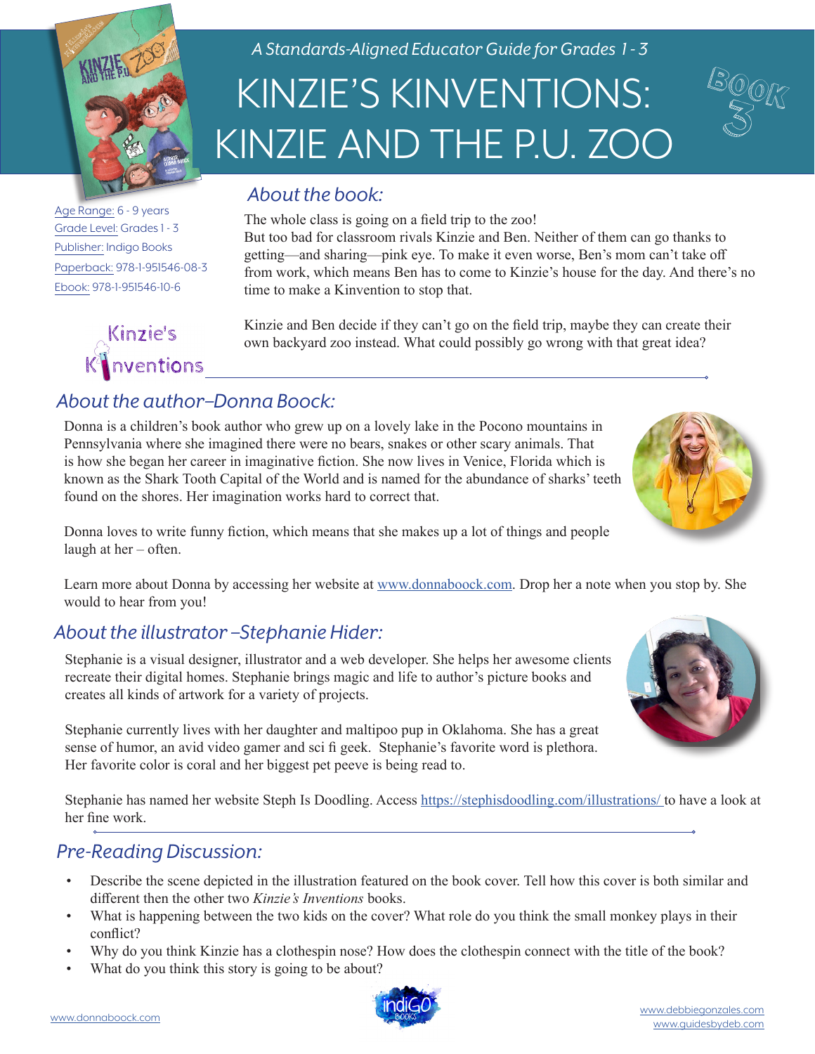*A Standards-Aligned Educator Guide for Grades 1 - 3*

# KINZIE'S KINVENTIONS: KINZIE AND THE P.U. ZOO

BOOK 3

Age Range: 6 - 9 years
Grade Level: Grades 1 - 3
Publisher: Indigo Books
Paperback: 978-1-951546-08-3
Ebook: 978-1-951546-10-6

## *About the book:*

The whole class is going on a field trip to the zoo!
But too bad for classroom rivals Kinzie and Ben. Neither of them can go thanks to getting—and sharing—pink eye. To make it even worse, Ben's mom can't take off from work, which means Ben has to come to Kinzie's house for the day. And there's no time to make a Kinvention to stop that.

Kinzie and Ben decide if they can't go on the field trip, maybe they can create their own backyard zoo instead. What could possibly go wrong with that great idea?

## *About the author–Donna Boock:*

Donna is a children's book author who grew up on a lovely lake in the Pocono mountains in Pennsylvania where she imagined there were no bears, snakes or other scary animals. That is how she began her career in imaginative fiction. She now lives in Venice, Florida which is known as the Shark Tooth Capital of the World and is named for the abundance of sharks' teeth found on the shores. Her imagination works hard to correct that.

Donna loves to write funny fiction, which means that she makes up a lot of things and people laugh at her – often.

Learn more about Donna by accessing her website at www.donnaboock.com. Drop her a note when you stop by. She would to hear from you!

## *About the illustrator –Stephanie Hider:*

Stephanie is a visual designer, illustrator and a web developer. She helps her awesome clients recreate their digital homes. Stephanie brings magic and life to author's picture books and creates all kinds of artwork for a variety of projects.

Stephanie currently lives with her daughter and maltipoo pup in Oklahoma. She has a great sense of humor, an avid video gamer and sci fi geek. Stephanie's favorite word is plethora. Her favorite color is coral and her biggest pet peeve is being read to.

Stephanie has named her website Steph Is Doodling. Access https://stephisdoodling.com/illustrations/ to have a look at her fine work.

## *Pre-Reading Discussion:*

- Describe the scene depicted in the illustration featured on the book cover. Tell how this cover is both similar and different then the other two *Kinzie's Inventions* books.
- What is happening between the two kids on the cover? What role do you think the small monkey plays in their conflict?
- Why do you think Kinzie has a clothespin nose? How does the clothespin connect with the title of the book?
- What do you think this story is going to be about?

www.donnaboock.com

www.debbiegonzales.com
www.guidesbydeb.com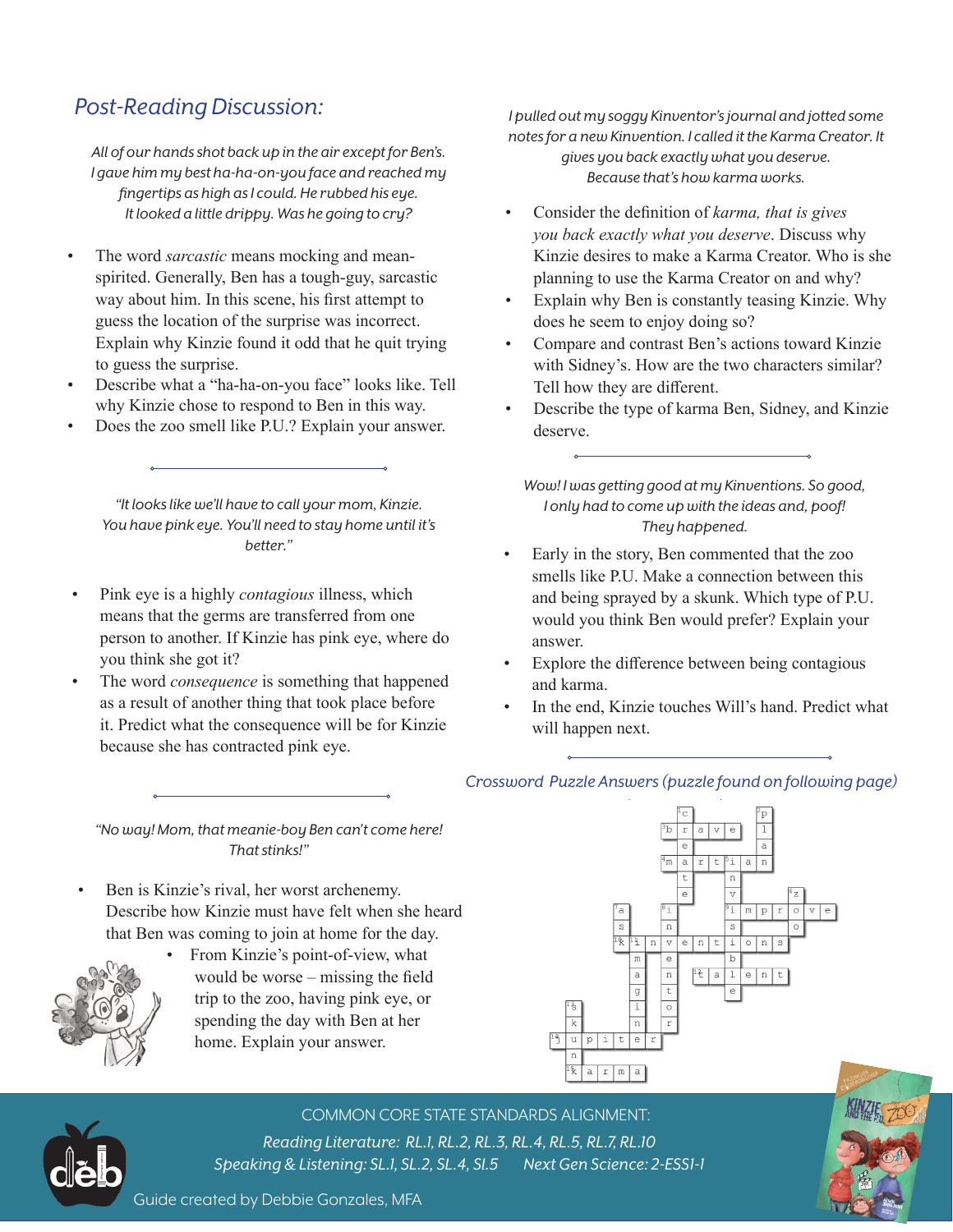## *Post-Reading Discussion:*

*All of our hands shot back up in the air except for Ben's. I gave him my best ha-ha-on-you face and reached my fingertips as high as I could. He rubbed his eye. It looked a little drippy. Was he going to cry?*

- The word *sarcastic* means mocking and mean-spirited. Generally, Ben has a tough-guy, sarcastic way about him. In this scene, his first attempt to guess the location of the surprise was incorrect. Explain why Kinzie found it odd that he quit trying to guess the surprise.
- Describe what a "ha-ha-on-you face" looks like. Tell why Kinzie chose to respond to Ben in this way.
- Does the zoo smell like P.U.? Explain your answer.

*"It looks like we'll have to call your mom, Kinzie. You have pink eye. You'll need to stay home until it's better."*

- Pink eye is a highly *contagious* illness, which means that the germs are transferred from one person to another. If Kinzie has pink eye, where do you think she got it?
- The word *consequence* is something that happened as a result of another thing that took place before it. Predict what the consequence will be for Kinzie because she has contracted pink eye.

*"No way! Mom, that meanie-boy Ben can't come here! That stinks!"*

- Ben is Kinzie's rival, her worst archenemy. Describe how Kinzie must have felt when she heard that Ben was coming to join at home for the day.
  - From Kinzie's point-of-view, what would be worse – missing the field trip to the zoo, having pink eye, or spending the day with Ben at her home. Explain your answer.

*I pulled out my soggy Kinventor's journal and jotted some notes for a new Kinvention. I called it the Karma Creator. It gives you back exactly what you deserve. Because that's how karma works.*

- Consider the definition of *karma, that is gives you back exactly what you deserve*. Discuss why Kinzie desires to make a Karma Creator. Who is she planning to use the Karma Creator on and why?
- Explain why Ben is constantly teasing Kinzie. Why does he seem to enjoy doing so?
- Compare and contrast Ben's actions toward Kinzie with Sidney's. How are the two characters similar? Tell how they are different.
- Describe the type of karma Ben, Sidney, and Kinzie deserve.

*Wow! I was getting good at my Kinventions. So good, I only had to come up with the ideas and, poof! They happened.*

- Early in the story, Ben commented that the zoo smells like P.U. Make a connection between this and being sprayed by a skunk. Which type of P.U. would you think Ben would prefer? Explain your answer.
- Explore the difference between being contagious and karma.
- In the end, Kinzie touches Will's hand. Predict what will happen next.

### *Crossword Puzzle Answers (puzzle found on following page)*

Answers: 1 creature, 2 plan, 3 brave, 4 martian, 5 invisible, 6 zoo, 7 asking, 8 invention, 9 improve, 10 Kinventions, 11 imagination, 12 talent, 13 skunk, 14 Jupiter, 15 karma

COMMON CORE STATE STANDARDS ALIGNMENT:

*Reading Literature: RL.1, RL.2, RL.3, RL.4, RL.5, RL.7, RL.10*

*Speaking & Listening: SL.1, SL.2, SL.4, SL.5    Next Gen Science: 2-ESS1-1*

Guide created by Debbie Gonzales, MFA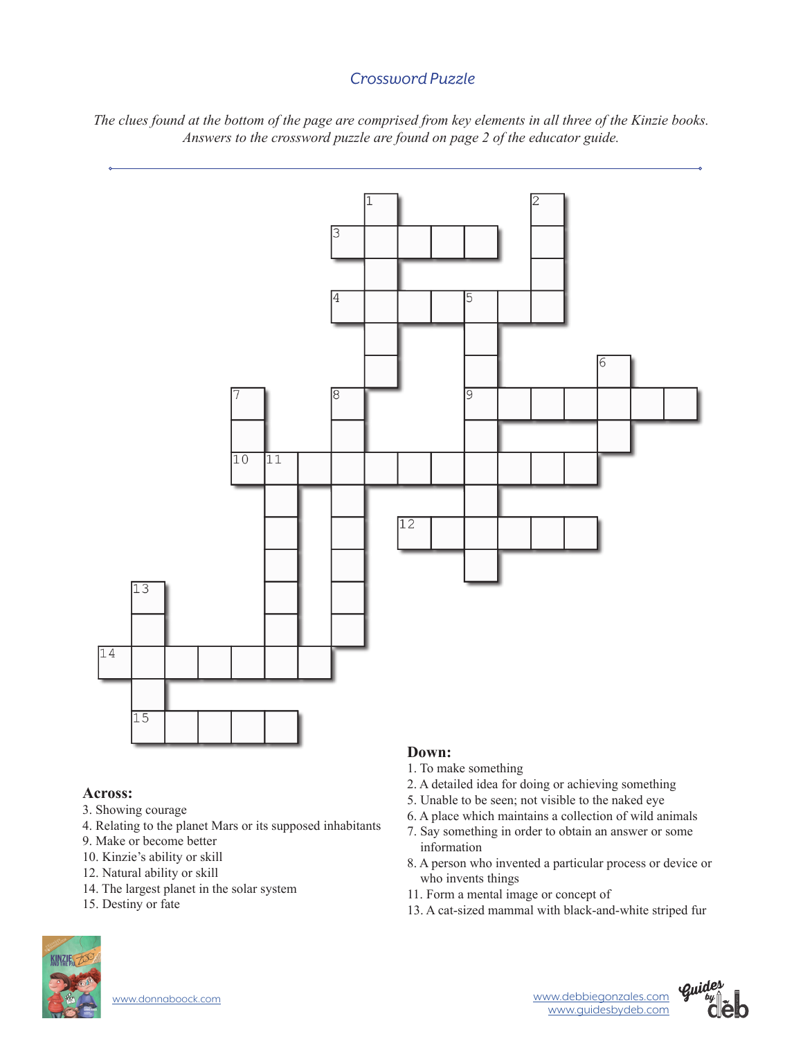## Crossword Puzzle

*The clues found at the bottom of the page are comprised from key elements in all three of the Kinzie books. Answers to the crossword puzzle are found on page 2 of the educator guide.*

**Across:**

3. Showing courage
4. Relating to the planet Mars or its supposed inhabitants
9. Make or become better
10. Kinzie's ability or skill
12. Natural ability or skill
14. The largest planet in the solar system
15. Destiny or fate

**Down:**

1. To make something
2. A detailed idea for doing or achieving something
5. Unable to be seen; not visible to the naked eye
6. A place which maintains a collection of wild animals
7. Say something in order to obtain an answer or some information
8. A person who invented a particular process or device or who invents things
11. Form a mental image or concept of
13. A cat-sized mammal with black-and-white striped fur

www.donnaboock.com

www.debbiegonzales.com
www.guidesbydeb.com